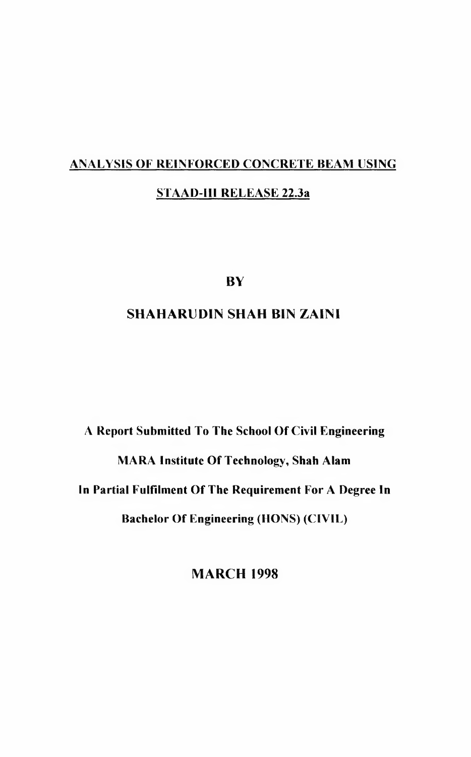# ANALYSIS OF REINFORCED CONCRETE BEAM USING STAAD-III RELEASE 22.3a

**BY**

**SHAHARUDIN SHAH BIN ZAINI**

**A Report Submitted To The School Of Civil Engineering**

**MARA Institute Of Technology, Shah Alam**

**In Partial Fulfilment Of The Requirement For A Degree In**

**Bachelor Of Engineering (HONS) (CIVIL)**

**MARCH 1998**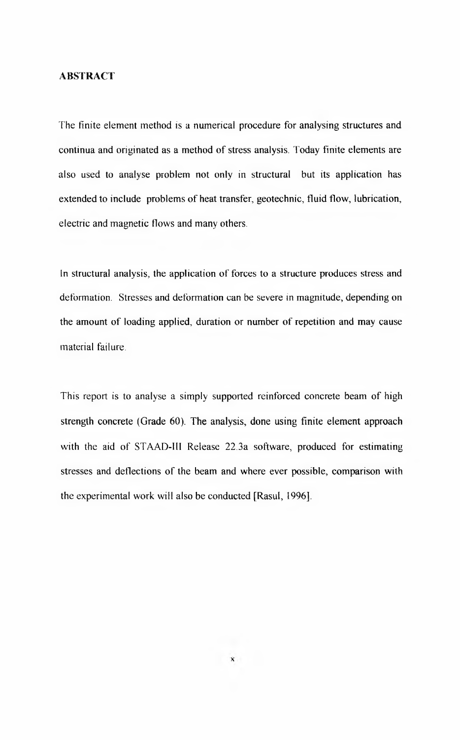## ABSTRACT

The finite element method is a numerical procedure for analysing structures and continua and originated as a method of stress analysis. Today finite elements are also used to analyse problem not only in structural but its application has extended to include problems of heat transfer, geotechnic, fluid flow, lubrication, electric and magnetic flows and many others.

In structural analysis, the application of forces to a structure produces stress and deformation. Stresses and deformation can be severe in magnitude, depending on the amount of loading applied, duration or number of repetition and may cause material failure.

This report is to analyse a simply supported reinforced concrete beam of high strength concrete (Grade 60). The analysis, done using finite element approach with the aid of STAAD-III Release 22.3a software, produced for estimating stresses and deflections of the beam and where ever possible, comparison with the experimental work will also be conducted [Rasul, 1996].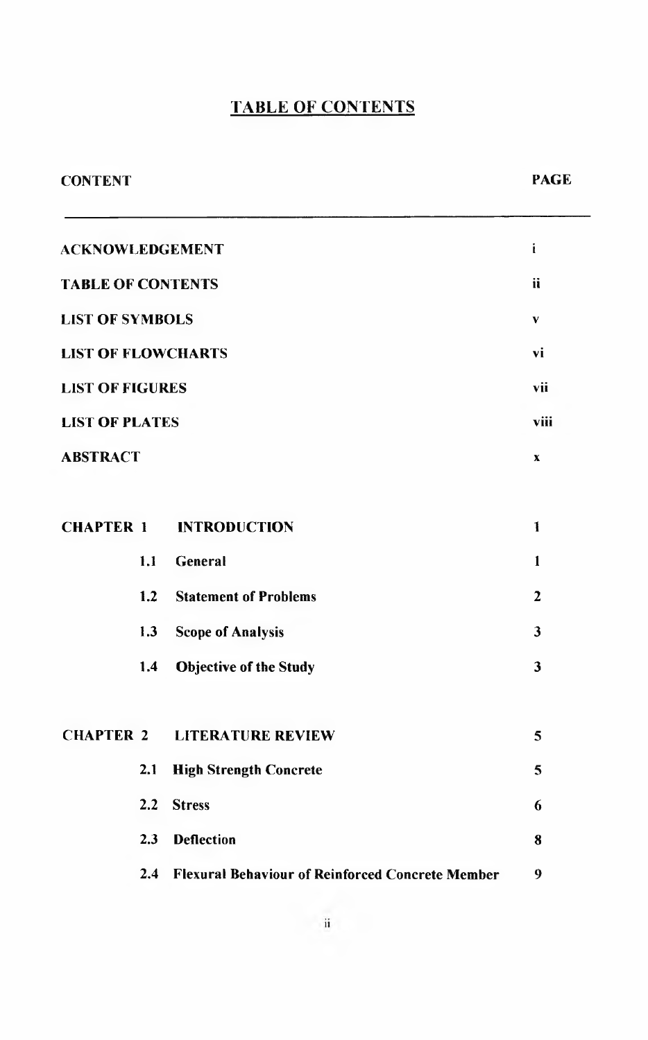# TABLE OF CONTENTS

| CONTENT | | PAGE |
|---|---|---|
| **ACKNOWLEDGEMENT** | | i |
| **TABLE OF CONTENTS** | | ii |
| **LIST OF SYMBOLS** | | v |
| **LIST OF FLOWCHARTS** | | vi |
| **LIST OF FIGURES** | | vii |
| **LIST OF PLATES** | | viii |
| **ABSTRACT** | | x |
| **CHAPTER 1** | **INTRODUCTION** | 1 |
| 1.1 | General | 1 |
| 1.2 | Statement of Problems | 2 |
| 1.3 | Scope of Analysis | 3 |
| 1.4 | Objective of the Study | 3 |
| **CHAPTER 2** | **LITERATURE REVIEW** | 5 |
| 2.1 | High Strength Concrete | 5 |
| 2.2 | Stress | 6 |
| 2.3 | Deflection | 8 |
| 2.4 | Flexural Behaviour of Reinforced Concrete Member | 9 |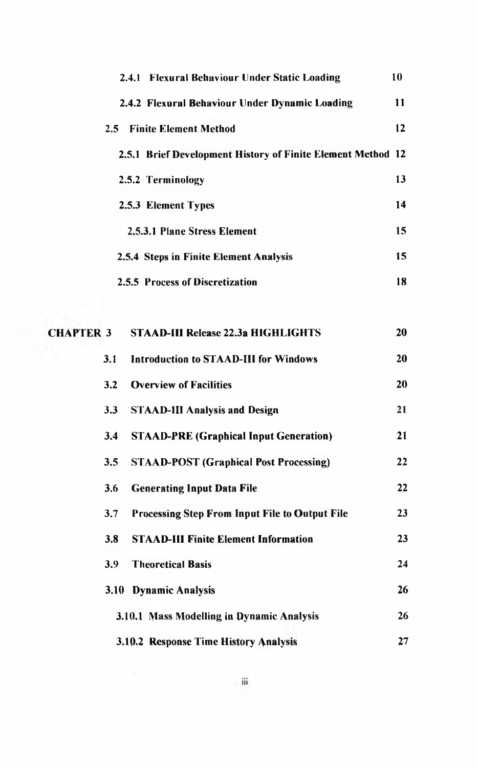| | | |
|---|---|---|
| | 2.4.1 Flexural Behaviour Under Static Loading | 10 |
| | 2.4.2 Flexural Behaviour Under Dynamic Loading | 11 |
| 2.5 | Finite Element Method | 12 |
| | 2.5.1 Brief Development History of Finite Element Method | 12 |
| | 2.5.2 Terminology | 13 |
| | 2.5.3 Element Types | 14 |
| | 2.5.3.1 Plane Stress Element | 15 |
| | 2.5.4 Steps in Finite Element Analysis | 15 |
| | 2.5.5 Process of Discretization | 18 |
| **CHAPTER 3** | **STAAD-III Release 22.3a HIGHLIGHTS** | **20** |
| 3.1 | Introduction to STAAD-III for Windows | 20 |
| 3.2 | Overview of Facilities | 20 |
| 3.3 | STAAD-III Analysis and Design | 21 |
| 3.4 | STAAD-PRE (Graphical Input Generation) | 21 |
| 3.5 | STAAD-POST (Graphical Post Processing) | 22 |
| 3.6 | Generating Input Data File | 22 |
| 3.7 | Processing Step From Input File to Output File | 23 |
| 3.8 | STAAD-III Finite Element Information | 23 |
| 3.9 | Theoretical Basis | 24 |
| 3.10 | Dynamic Analysis | 26 |
| | 3.10.1 Mass Modelling in Dynamic Analysis | 26 |
| | 3.10.2 Response Time History Analysis | 27 |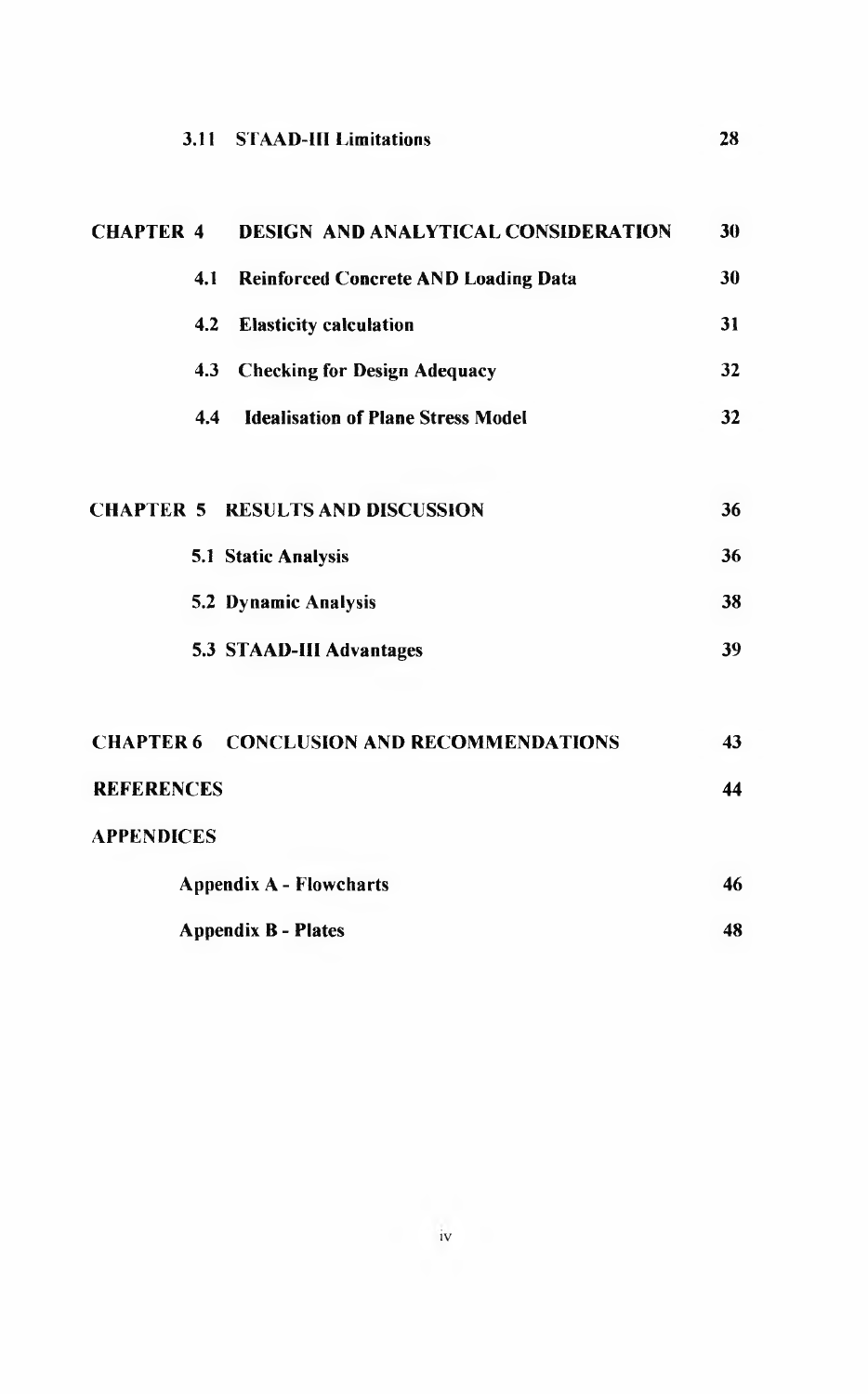| | | |
|---|---|---|
| | **3.11 STAAD-III Limitations** | **28** |
| **CHAPTER 4** | **DESIGN AND ANALYTICAL CONSIDERATION** | **30** |
| | **4.1 Reinforced Concrete AND Loading Data** | **30** |
| | **4.2 Elasticity calculation** | **31** |
| | **4.3 Checking for Design Adequacy** | **32** |
| | **4.4 Idealisation of Plane Stress Model** | **32** |
| **CHAPTER 5** | **RESULTS AND DISCUSSION** | **36** |
| | **5.1 Static Analysis** | **36** |
| | **5.2 Dynamic Analysis** | **38** |
| | **5.3 STAAD-III Advantages** | **39** |
| **CHAPTER 6** | **CONCLUSION AND RECOMMENDATIONS** | **43** |
| **REFERENCES** | | **44** |
| **APPENDICES** | | |
| | **Appendix A - Flowcharts** | **46** |
| | **Appendix B - Plates** | **48** |